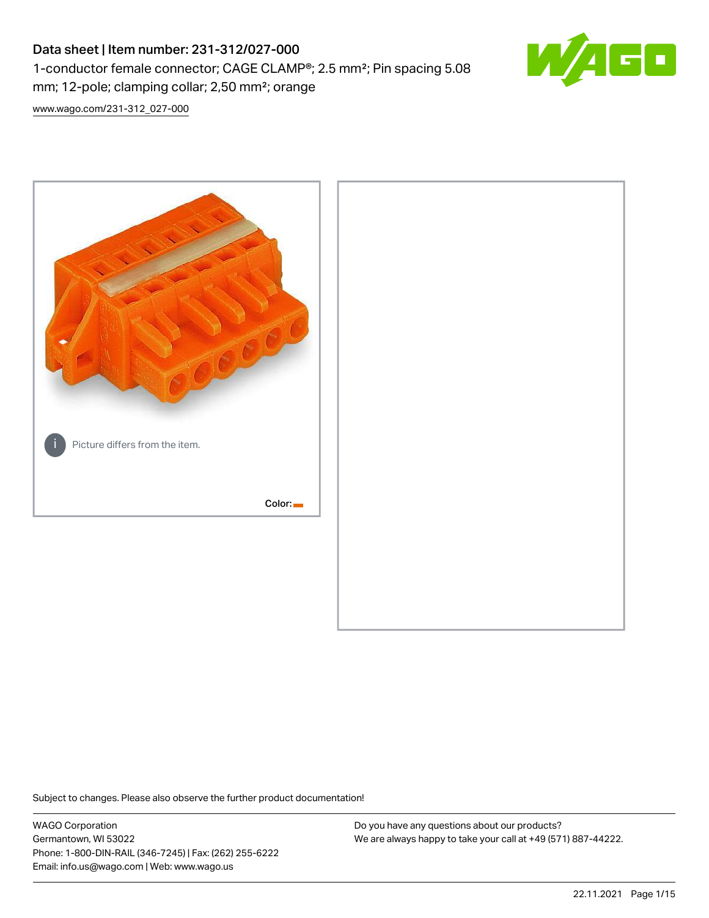# Data sheet | Item number: 231-312/027-000

1-conductor female connector; CAGE CLAMP®; 2.5 mm²; Pin spacing 5.08 mm; 12-pole; clamping collar; 2,50 mm²; orange

www.wago.com/231-312_027-000

Picture differs from the item.

Color:

Subject to changes. Please also observe the further product documentation!

WAGO Corporation
Germantown, WI 53022
Phone: 1-800-DIN-RAIL (346-7245) | Fax: (262) 255-6222
Email: info.us@wago.com | Web: www.wago.us

Do you have any questions about our products?
We are always happy to take your call at +49 (571) 887-44222.

22.11.2021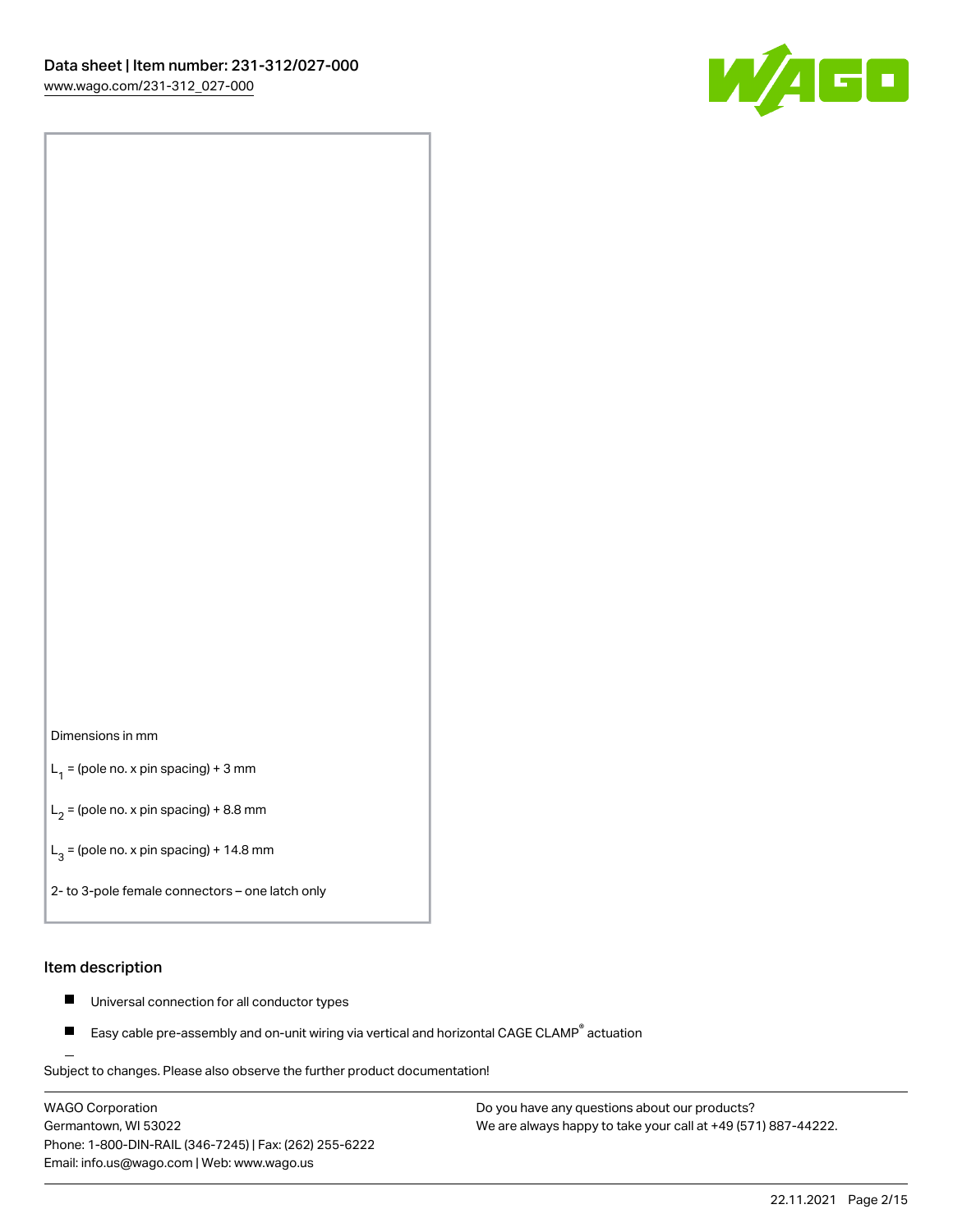Dimensions in mm

$L_1$ = (pole no. x pin spacing) + 3 mm

$L_2$ = (pole no. x pin spacing) + 8.8 mm

$L_3$ = (pole no. x pin spacing) + 14.8 mm

2- to 3-pole female connectors – one latch only

## Item description

- Universal connection for all conductor types
- Easy cable pre-assembly and on-unit wiring via vertical and horizontal CAGE CLAMP® actuation

Subject to changes. Please also observe the further product documentation!

WAGO Corporation
Germantown, WI 53022
Phone: 1-800-DIN-RAIL (346-7245) | Fax: (262) 255-6222
Email: info.us@wago.com | Web: www.wago.us

Do you have any questions about our products?
We are always happy to take your call at +49 (571) 887-44222.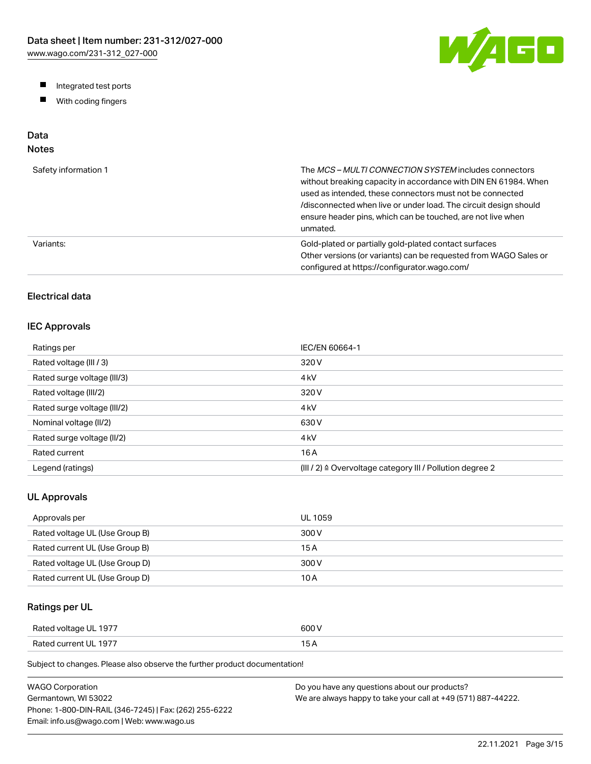- Integrated test ports
- With coding fingers

## Data

### Notes

| | |
|---|---|
| Safety information 1 | The *MCS – MULTI CONNECTION SYSTEM* includes connectors without breaking capacity in accordance with DIN EN 61984. When used as intended, these connectors must not be connected /disconnected when live or under load. The circuit design should ensure header pins, which can be touched, are not live when unmated. |
| Variants: | Gold-plated or partially gold-plated contact surfaces<br>Other versions (or variants) can be requested from WAGO Sales or configured at https://configurator.wago.com/ |

### Electrical data

### IEC Approvals

| | |
|---|---|
| Ratings per | IEC/EN 60664-1 |
| Rated voltage (III / 3) | 320 V |
| Rated surge voltage (III/3) | 4 kV |
| Rated voltage (III/2) | 320 V |
| Rated surge voltage (III/2) | 4 kV |
| Nominal voltage (II/2) | 630 V |
| Rated surge voltage (II/2) | 4 kV |
| Rated current | 16 A |
| Legend (ratings) | (III / 2) ≙ Overvoltage category III / Pollution degree 2 |

### UL Approvals

| | |
|---|---|
| Approvals per | UL 1059 |
| Rated voltage UL (Use Group B) | 300 V |
| Rated current UL (Use Group B) | 15 A |
| Rated voltage UL (Use Group D) | 300 V |
| Rated current UL (Use Group D) | 10 A |

### Ratings per UL

| | |
|---|---|
| Rated voltage UL 1977 | 600 V |
| Rated current UL 1977 | 15 A |

Subject to changes. Please also observe the further product documentation!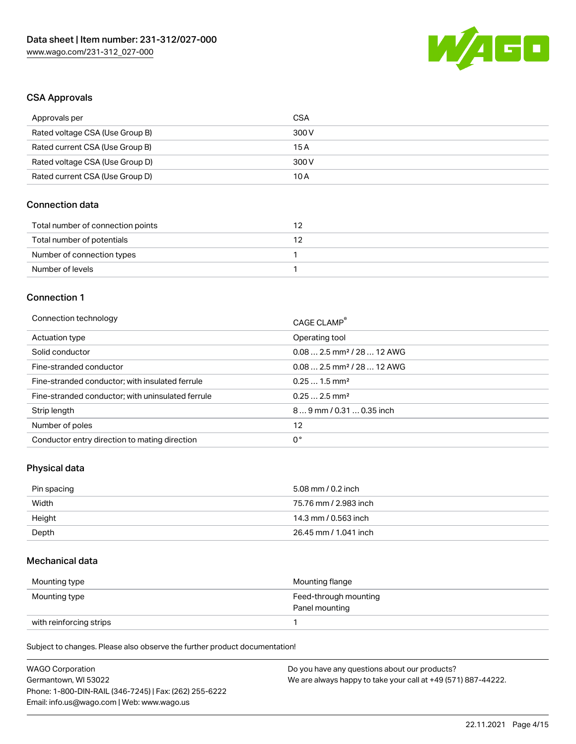## CSA Approvals

| Approvals per | CSA |
| --- | --- |
| Rated voltage CSA (Use Group B) | 300 V |
| Rated current CSA (Use Group B) | 15 A |
| Rated voltage CSA (Use Group D) | 300 V |
| Rated current CSA (Use Group D) | 10 A |

## Connection data

| Total number of connection points | 12 |
| --- | --- |
| Total number of potentials | 12 |
| Number of connection types | 1 |
| Number of levels | 1 |

## Connection 1

| Connection technology | CAGE CLAMP® |
| --- | --- |
| Actuation type | Operating tool |
| Solid conductor | 0.08 … 2.5 mm² / 28 … 12 AWG |
| Fine-stranded conductor | 0.08 … 2.5 mm² / 28 … 12 AWG |
| Fine-stranded conductor; with insulated ferrule | 0.25 … 1.5 mm² |
| Fine-stranded conductor; with uninsulated ferrule | 0.25 … 2.5 mm² |
| Strip length | 8 … 9 mm / 0.31 … 0.35 inch |
| Number of poles | 12 |
| Conductor entry direction to mating direction | 0° |

## Physical data

| Pin spacing | 5.08 mm / 0.2 inch |
| --- | --- |
| Width | 75.76 mm / 2.983 inch |
| Height | 14.3 mm / 0.563 inch |
| Depth | 26.45 mm / 1.041 inch |

## Mechanical data

| Mounting type | Mounting flange |
| --- | --- |
| Mounting type | Feed-through mounting<br>Panel mounting |
| with reinforcing strips | 1 |

Subject to changes. Please also observe the further product documentation!

WAGO Corporation
Germantown, WI 53022
Phone: 1-800-DIN-RAIL (346-7245) | Fax: (262) 255-6222
Email: info.us@wago.com | Web: www.wago.us

Do you have any questions about our products?
We are always happy to take your call at +49 (571) 887-44222.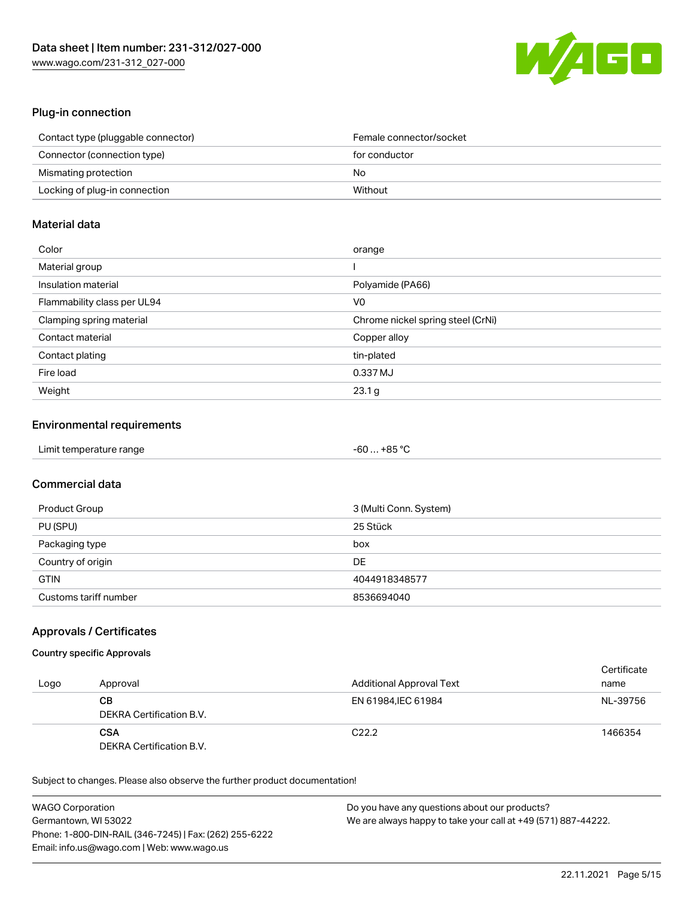## Plug-in connection

| | |
|---|---|
| Contact type (pluggable connector) | Female connector/socket |
| Connector (connection type) | for conductor |
| Mismating protection | No |
| Locking of plug-in connection | Without |

## Material data

| | |
|---|---|
| Color | orange |
| Material group | I |
| Insulation material | Polyamide (PA66) |
| Flammability class per UL94 | V0 |
| Clamping spring material | Chrome nickel spring steel (CrNi) |
| Contact material | Copper alloy |
| Contact plating | tin-plated |
| Fire load | 0.337 MJ |
| Weight | 23.1 g |

## Environmental requirements

| | |
|---|---|
| Limit temperature range | -60 … +85 °C |

## Commercial data

| | |
|---|---|
| Product Group | 3 (Multi Conn. System) |
| PU (SPU) | 25 Stück |
| Packaging type | box |
| Country of origin | DE |
| GTIN | 4044918348577 |
| Customs tariff number | 8536694040 |

## Approvals / Certificates

### Country specific Approvals

| Logo | Approval | Additional Approval Text | Certificate name |
|---|---|---|---|
| | **CB** DEKRA Certification B.V. | EN 61984,IEC 61984 | NL-39756 |
| | **CSA** DEKRA Certification B.V. | C22.2 | 1466354 |

Subject to changes. Please also observe the further product documentation!

WAGO Corporation
Germantown, WI 53022
Phone: 1-800-DIN-RAIL (346-7245) | Fax: (262) 255-6222
Email: info.us@wago.com | Web: www.wago.us

Do you have any questions about our products?
We are always happy to take your call at +49 (571) 887-44222.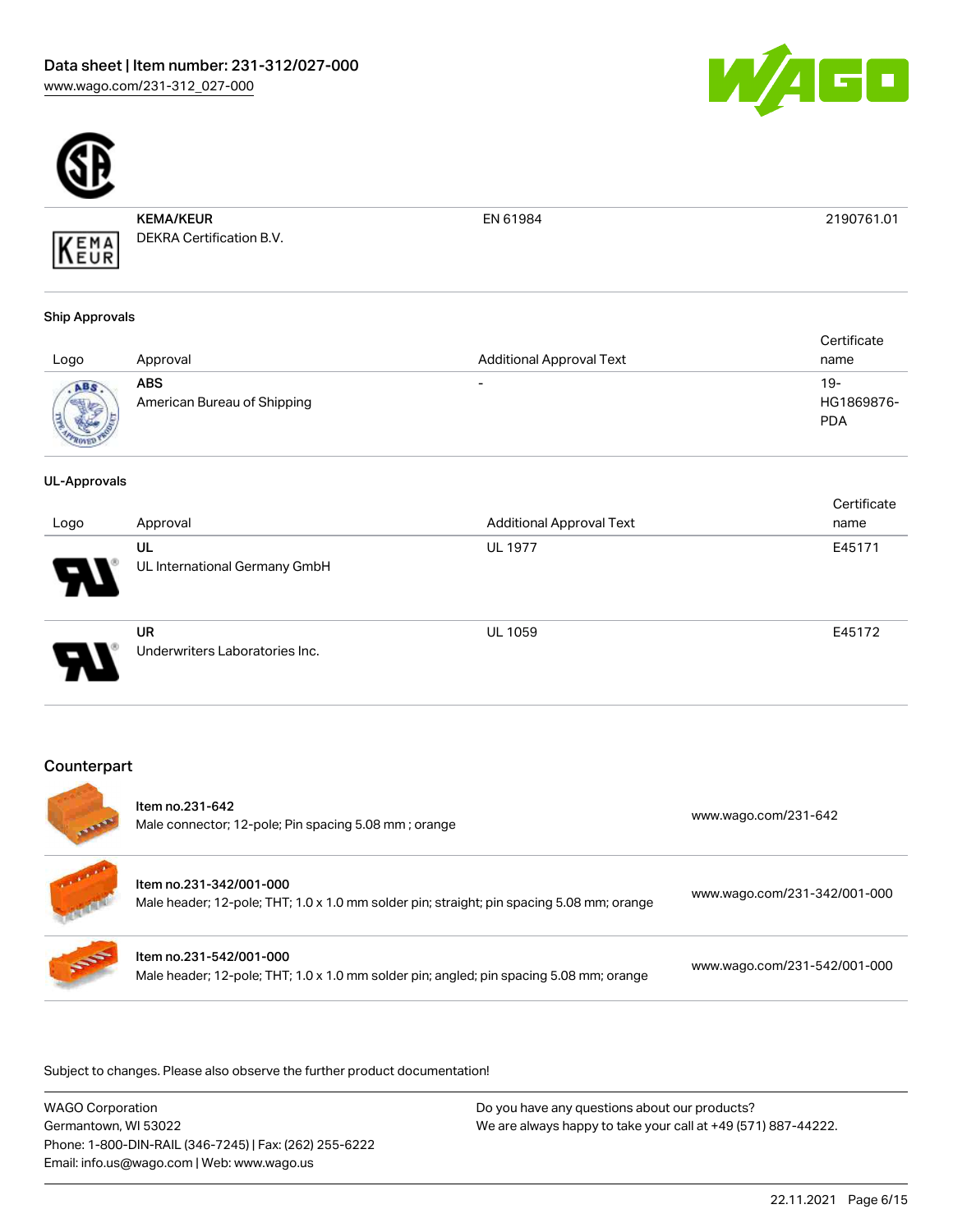| | | | |
|---|---|---|---|
| | **KEMA/KEUR** DEKRA Certification B.V. | EN 61984 | 2190761.01 |

**Ship Approvals**

| Logo | Approval | Additional Approval Text | Certificate name |
|---|---|---|---|
| | **ABS** American Bureau of Shipping | - | 19-HG1869876-PDA |

**UL-Approvals**

| Logo | Approval | Additional Approval Text | Certificate name |
|---|---|---|---|
| | **UL** UL International Germany GmbH | UL 1977 | E45171 |
| | **UR** Underwriters Laboratories Inc. | UL 1059 | E45172 |

## Counterpart

| | | |
|---|---|---|
| | Item no.231-642 Male connector; 12-pole; Pin spacing 5.08 mm ; orange | www.wago.com/231-642 |
| | Item no.231-342/001-000 Male header; 12-pole; THT; 1.0 x 1.0 mm solder pin; straight; pin spacing 5.08 mm; orange | www.wago.com/231-342/001-000 |
| | Item no.231-542/001-000 Male header; 12-pole; THT; 1.0 x 1.0 mm solder pin; angled; pin spacing 5.08 mm; orange | www.wago.com/231-542/001-000 |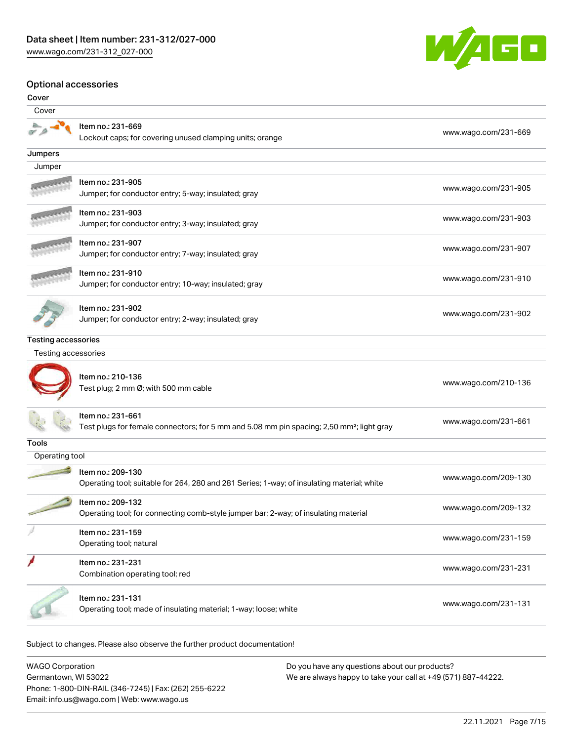## Optional accessories

### Cover

| Cover | |
|---|---|
| Item no.: 231-669<br>Lockout caps; for covering unused clamping units; orange | www.wago.com/231-669 |

### Jumpers

| Jumper | |
|---|---|
| Item no.: 231-905<br>Jumper; for conductor entry; 5-way; insulated; gray | www.wago.com/231-905 |
| Item no.: 231-903<br>Jumper; for conductor entry; 3-way; insulated; gray | www.wago.com/231-903 |
| Item no.: 231-907<br>Jumper; for conductor entry; 7-way; insulated; gray | www.wago.com/231-907 |
| Item no.: 231-910<br>Jumper; for conductor entry; 10-way; insulated; gray | www.wago.com/231-910 |
| Item no.: 231-902<br>Jumper; for conductor entry; 2-way; insulated; gray | www.wago.com/231-902 |

### Testing accessories

| Testing accessories | |
|---|---|
| Item no.: 210-136<br>Test plug; 2 mm Ø; with 500 mm cable | www.wago.com/210-136 |
| Item no.: 231-661<br>Test plugs for female connectors; for 5 mm and 5.08 mm pin spacing; 2,50 mm²; light gray | www.wago.com/231-661 |

### Tools

| Operating tool | |
|---|---|
| Item no.: 209-130<br>Operating tool; suitable for 264, 280 and 281 Series; 1-way; of insulating material; white | www.wago.com/209-130 |
| Item no.: 209-132<br>Operating tool; for connecting comb-style jumper bar; 2-way; of insulating material | www.wago.com/209-132 |
| Item no.: 231-159<br>Operating tool; natural | www.wago.com/231-159 |
| Item no.: 231-231<br>Combination operating tool; red | www.wago.com/231-231 |
| Item no.: 231-131<br>Operating tool; made of insulating material; 1-way; loose; white | www.wago.com/231-131 |

Subject to changes. Please also observe the further product documentation!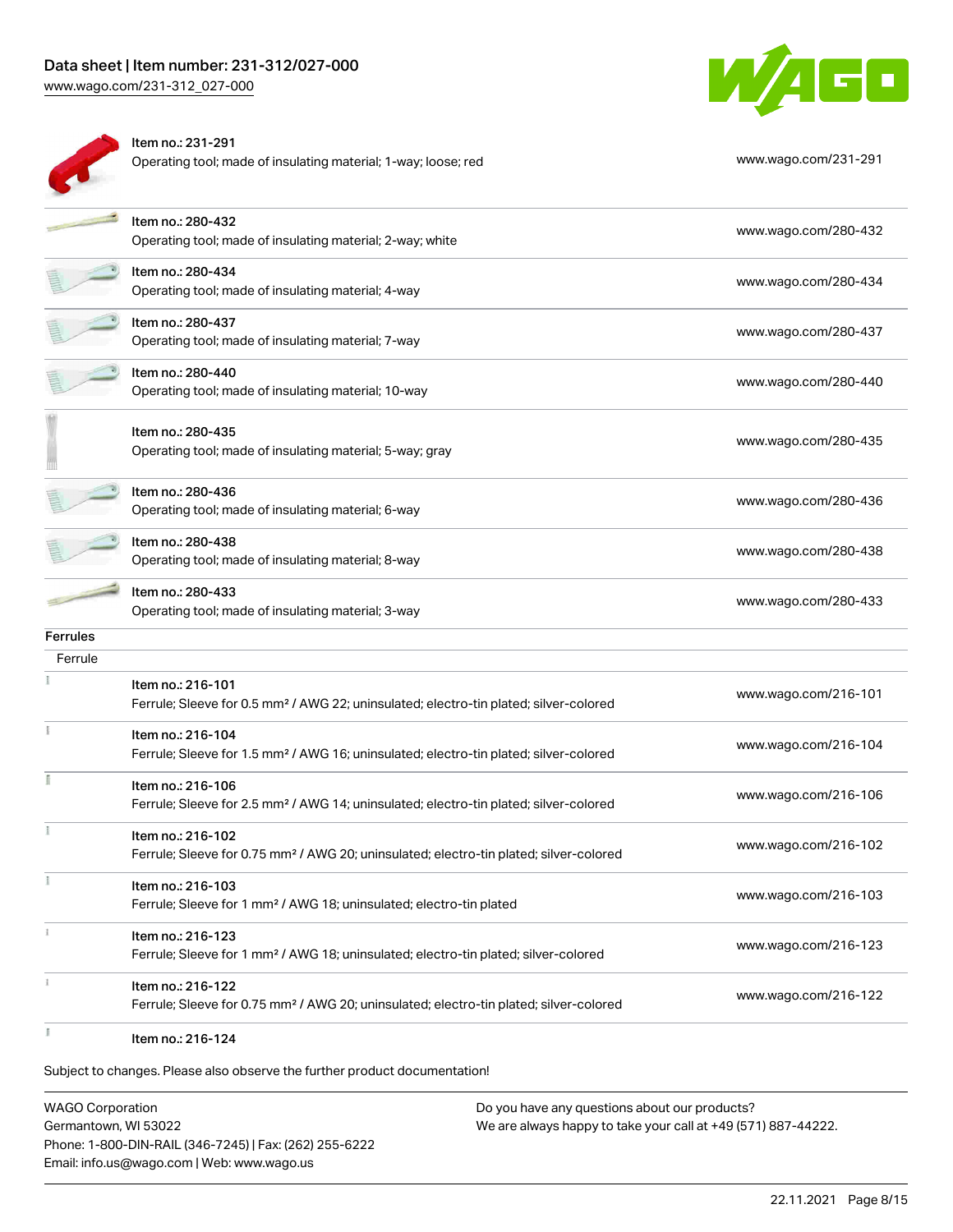| | | |
|---|---|---|
| | Item no.: 231-291<br>Operating tool; made of insulating material; 1-way; loose; red | www.wago.com/231-291 |
| | Item no.: 280-432<br>Operating tool; made of insulating material; 2-way; white | www.wago.com/280-432 |
| | Item no.: 280-434<br>Operating tool; made of insulating material; 4-way | www.wago.com/280-434 |
| | Item no.: 280-437<br>Operating tool; made of insulating material; 7-way | www.wago.com/280-437 |
| | Item no.: 280-440<br>Operating tool; made of insulating material; 10-way | www.wago.com/280-440 |
| | Item no.: 280-435<br>Operating tool; made of insulating material; 5-way; gray | www.wago.com/280-435 |
| | Item no.: 280-436<br>Operating tool; made of insulating material; 6-way | www.wago.com/280-436 |
| | Item no.: 280-438<br>Operating tool; made of insulating material; 8-way | www.wago.com/280-438 |
| | Item no.: 280-433<br>Operating tool; made of insulating material; 3-way | www.wago.com/280-433 |

**Ferrules**

Ferrule

| | | |
|---|---|---|
| | Item no.: 216-101<br>Ferrule; Sleeve for 0.5 mm² / AWG 22; uninsulated; electro-tin plated; silver-colored | www.wago.com/216-101 |
| | Item no.: 216-104<br>Ferrule; Sleeve for 1.5 mm² / AWG 16; uninsulated; electro-tin plated; silver-colored | www.wago.com/216-104 |
| | Item no.: 216-106<br>Ferrule; Sleeve for 2.5 mm² / AWG 14; uninsulated; electro-tin plated; silver-colored | www.wago.com/216-106 |
| | Item no.: 216-102<br>Ferrule; Sleeve for 0.75 mm² / AWG 20; uninsulated; electro-tin plated; silver-colored | www.wago.com/216-102 |
| | Item no.: 216-103<br>Ferrule; Sleeve for 1 mm² / AWG 18; uninsulated; electro-tin plated | www.wago.com/216-103 |
| | Item no.: 216-123<br>Ferrule; Sleeve for 1 mm² / AWG 18; uninsulated; electro-tin plated; silver-colored | www.wago.com/216-123 |
| | Item no.: 216-122<br>Ferrule; Sleeve for 0.75 mm² / AWG 20; uninsulated; electro-tin plated; silver-colored | www.wago.com/216-122 |
| | Item no.: 216-124 | |

Subject to changes. Please also observe the further product documentation!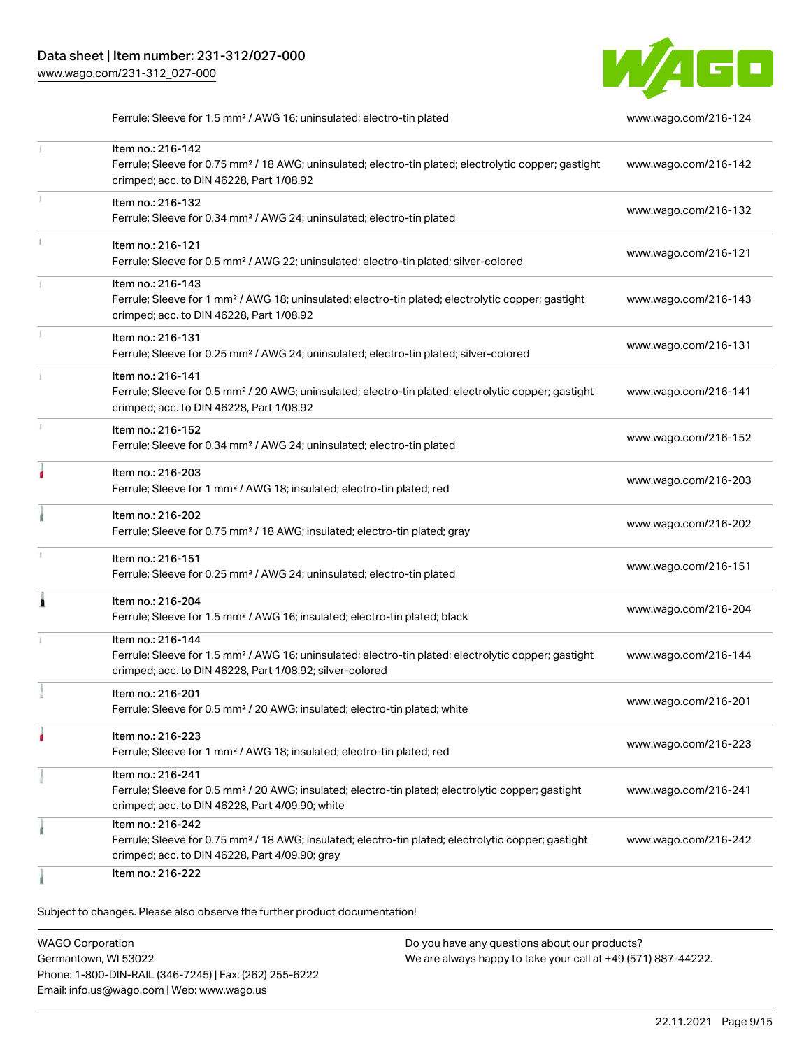| | |
|---|---|
| Ferrule; Sleeve for 1.5 mm² / AWG 16; uninsulated; electro-tin plated | www.wago.com/216-124 |
| Item no.: 216-142<br>Ferrule; Sleeve for 0.75 mm² / 18 AWG; uninsulated; electro-tin plated; electrolytic copper; gastight crimped; acc. to DIN 46228, Part 1/08.92 | www.wago.com/216-142 |
| Item no.: 216-132<br>Ferrule; Sleeve for 0.34 mm² / AWG 24; uninsulated; electro-tin plated | www.wago.com/216-132 |
| Item no.: 216-121<br>Ferrule; Sleeve for 0.5 mm² / AWG 22; uninsulated; electro-tin plated; silver-colored | www.wago.com/216-121 |
| Item no.: 216-143<br>Ferrule; Sleeve for 1 mm² / AWG 18; uninsulated; electro-tin plated; electrolytic copper; gastight crimped; acc. to DIN 46228, Part 1/08.92 | www.wago.com/216-143 |
| Item no.: 216-131<br>Ferrule; Sleeve for 0.25 mm² / AWG 24; uninsulated; electro-tin plated; silver-colored | www.wago.com/216-131 |
| Item no.: 216-141<br>Ferrule; Sleeve for 0.5 mm² / 20 AWG; uninsulated; electro-tin plated; electrolytic copper; gastight crimped; acc. to DIN 46228, Part 1/08.92 | www.wago.com/216-141 |
| Item no.: 216-152<br>Ferrule; Sleeve for 0.34 mm² / AWG 24; uninsulated; electro-tin plated | www.wago.com/216-152 |
| Item no.: 216-203<br>Ferrule; Sleeve for 1 mm² / AWG 18; insulated; electro-tin plated; red | www.wago.com/216-203 |
| Item no.: 216-202<br>Ferrule; Sleeve for 0.75 mm² / 18 AWG; insulated; electro-tin plated; gray | www.wago.com/216-202 |
| Item no.: 216-151<br>Ferrule; Sleeve for 0.25 mm² / AWG 24; uninsulated; electro-tin plated | www.wago.com/216-151 |
| Item no.: 216-204<br>Ferrule; Sleeve for 1.5 mm² / AWG 16; insulated; electro-tin plated; black | www.wago.com/216-204 |
| Item no.: 216-144<br>Ferrule; Sleeve for 1.5 mm² / AWG 16; uninsulated; electro-tin plated; electrolytic copper; gastight crimped; acc. to DIN 46228, Part 1/08.92; silver-colored | www.wago.com/216-144 |
| Item no.: 216-201<br>Ferrule; Sleeve for 0.5 mm² / 20 AWG; insulated; electro-tin plated; white | www.wago.com/216-201 |
| Item no.: 216-223<br>Ferrule; Sleeve for 1 mm² / AWG 18; insulated; electro-tin plated; red | www.wago.com/216-223 |
| Item no.: 216-241<br>Ferrule; Sleeve for 0.5 mm² / 20 AWG; insulated; electro-tin plated; electrolytic copper; gastight crimped; acc. to DIN 46228, Part 4/09.90; white | www.wago.com/216-241 |
| Item no.: 216-242<br>Ferrule; Sleeve for 0.75 mm² / 18 AWG; insulated; electro-tin plated; electrolytic copper; gastight crimped; acc. to DIN 46228, Part 4/09.90; gray | www.wago.com/216-242 |
| Item no.: 216-222 | |

Subject to changes. Please also observe the further product documentation!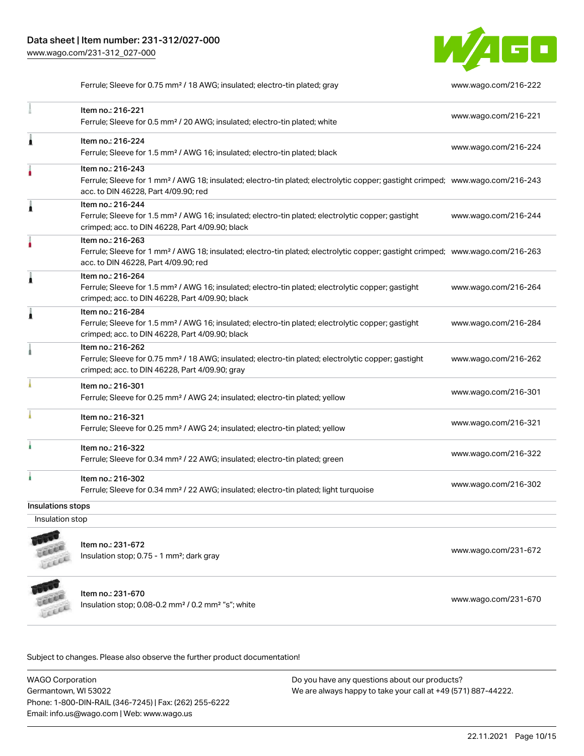| | |
|---|---|
| Ferrule; Sleeve for 0.75 mm² / 18 AWG; insulated; electro-tin plated; gray | www.wago.com/216-222 |
| Item no.: 216-221<br>Ferrule; Sleeve for 0.5 mm² / 20 AWG; insulated; electro-tin plated; white | www.wago.com/216-221 |
| Item no.: 216-224<br>Ferrule; Sleeve for 1.5 mm² / AWG 16; insulated; electro-tin plated; black | www.wago.com/216-224 |
| Item no.: 216-243<br>Ferrule; Sleeve for 1 mm² / AWG 18; insulated; electro-tin plated; electrolytic copper; gastight crimped; acc. to DIN 46228, Part 4/09.90; red | www.wago.com/216-243 |
| Item no.: 216-244<br>Ferrule; Sleeve for 1.5 mm² / AWG 16; insulated; electro-tin plated; electrolytic copper; gastight crimped; acc. to DIN 46228, Part 4/09.90; black | www.wago.com/216-244 |
| Item no.: 216-263<br>Ferrule; Sleeve for 1 mm² / AWG 18; insulated; electro-tin plated; electrolytic copper; gastight crimped; acc. to DIN 46228, Part 4/09.90; red | www.wago.com/216-263 |
| Item no.: 216-264<br>Ferrule; Sleeve for 1.5 mm² / AWG 16; insulated; electro-tin plated; electrolytic copper; gastight crimped; acc. to DIN 46228, Part 4/09.90; black | www.wago.com/216-264 |
| Item no.: 216-284<br>Ferrule; Sleeve for 1.5 mm² / AWG 16; insulated; electro-tin plated; electrolytic copper; gastight crimped; acc. to DIN 46228, Part 4/09.90; black | www.wago.com/216-284 |
| Item no.: 216-262<br>Ferrule; Sleeve for 0.75 mm² / 18 AWG; insulated; electro-tin plated; electrolytic copper; gastight crimped; acc. to DIN 46228, Part 4/09.90; gray | www.wago.com/216-262 |
| Item no.: 216-301<br>Ferrule; Sleeve for 0.25 mm² / AWG 24; insulated; electro-tin plated; yellow | www.wago.com/216-301 |
| Item no.: 216-321<br>Ferrule; Sleeve for 0.25 mm² / AWG 24; insulated; electro-tin plated; yellow | www.wago.com/216-321 |
| Item no.: 216-322<br>Ferrule; Sleeve for 0.34 mm² / 22 AWG; insulated; electro-tin plated; green | www.wago.com/216-322 |
| Item no.: 216-302<br>Ferrule; Sleeve for 0.34 mm² / 22 AWG; insulated; electro-tin plated; light turquoise | www.wago.com/216-302 |

### Insulations stops

Insulation stop

| | |
|---|---|
| Item no.: 231-672<br>Insulation stop; 0.75 - 1 mm²; dark gray | www.wago.com/231-672 |
| Item no.: 231-670<br>Insulation stop; 0.08-0.2 mm² / 0.2 mm² "s"; white | www.wago.com/231-670 |

Subject to changes. Please also observe the further product documentation!

WAGO Corporation
Germantown, WI 53022
Phone: 1-800-DIN-RAIL (346-7245) | Fax: (262) 255-6222
Email: info.us@wago.com | Web: www.wago.us

Do you have any questions about our products?
We are always happy to take your call at +49 (571) 887-44222.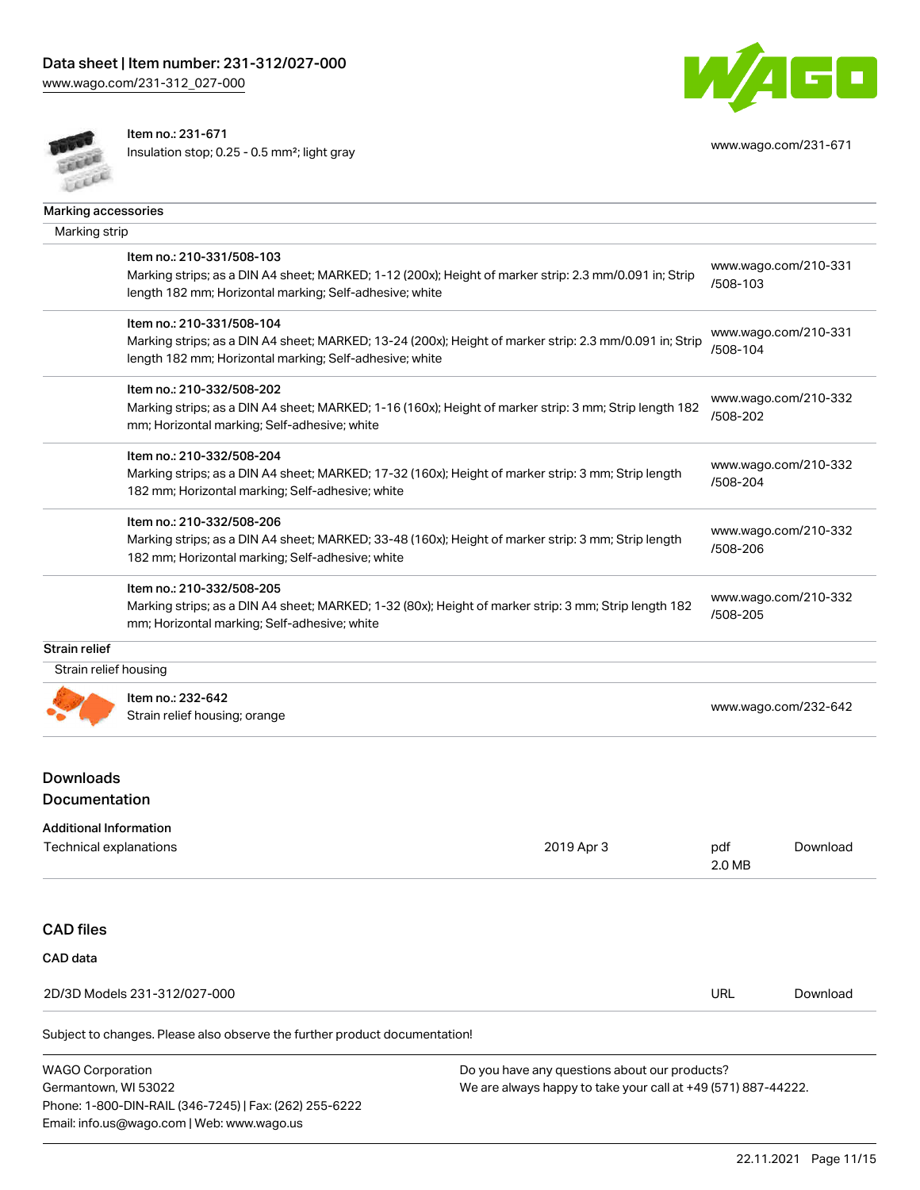| Item no.: 231-671<br>Insulation stop; 0.25 - 0.5 mm²; light gray | www.wago.com/231-671 |
|---|---|

**Marking accessories**

Marking strip

| Item | Link |
|---|---|
| Item no.: 210-331/508-103<br>Marking strips; as a DIN A4 sheet; MARKED; 1-12 (200x); Height of marker strip: 2.3 mm/0.091 in; Strip length 182 mm; Horizontal marking; Self-adhesive; white | www.wago.com/210-331/508-103 |
| Item no.: 210-331/508-104<br>Marking strips; as a DIN A4 sheet; MARKED; 13-24 (200x); Height of marker strip: 2.3 mm/0.091 in; Strip length 182 mm; Horizontal marking; Self-adhesive; white | www.wago.com/210-331/508-104 |
| Item no.: 210-332/508-202<br>Marking strips; as a DIN A4 sheet; MARKED; 1-16 (160x); Height of marker strip: 3 mm; Strip length 182 mm; Horizontal marking; Self-adhesive; white | www.wago.com/210-332/508-202 |
| Item no.: 210-332/508-204<br>Marking strips; as a DIN A4 sheet; MARKED; 17-32 (160x); Height of marker strip: 3 mm; Strip length 182 mm; Horizontal marking; Self-adhesive; white | www.wago.com/210-332/508-204 |
| Item no.: 210-332/508-206<br>Marking strips; as a DIN A4 sheet; MARKED; 33-48 (160x); Height of marker strip: 3 mm; Strip length 182 mm; Horizontal marking; Self-adhesive; white | www.wago.com/210-332/508-206 |
| Item no.: 210-332/508-205<br>Marking strips; as a DIN A4 sheet; MARKED; 1-32 (80x); Height of marker strip: 3 mm; Strip length 182 mm; Horizontal marking; Self-adhesive; white | www.wago.com/210-332/508-205 |

**Strain relief**

Strain relief housing

| Item | Link |
|---|---|
| Item no.: 232-642<br>Strain relief housing; orange | www.wago.com/232-642 |

## Downloads

## Documentation

**Additional Information**

| Document | Date | Format | |
|---|---|---|---|
| Technical explanations | 2019 Apr 3 | pdf<br>2.0 MB | Download |

## CAD files

**CAD data**

| File | Format | |
|---|---|---|
| 2D/3D Models 231-312/027-000 | URL | Download |

Subject to changes. Please also observe the further product documentation!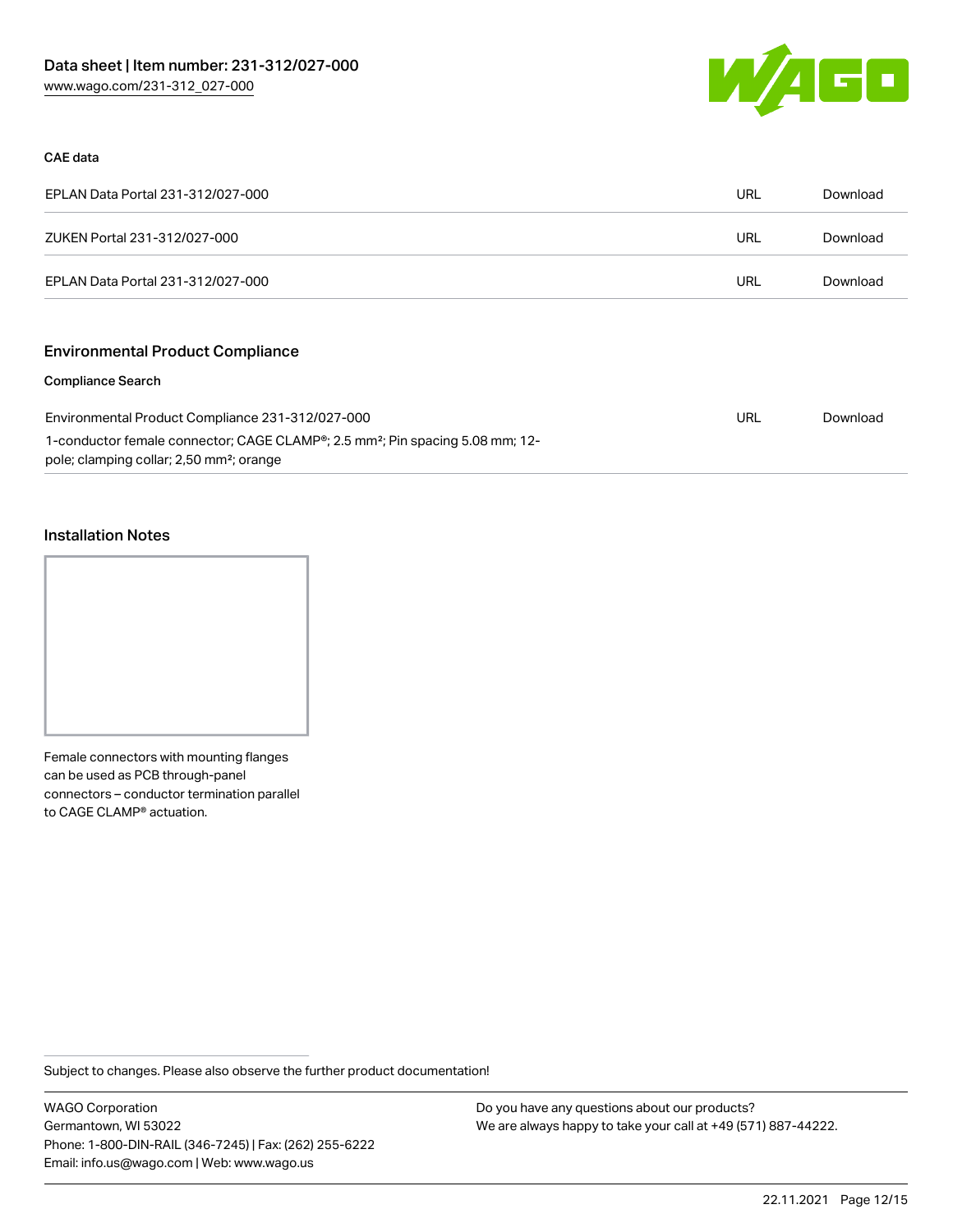#### CAE data

| | | |
|---|---|---|
| EPLAN Data Portal 231-312/027-000 | URL | Download |
| ZUKEN Portal 231-312/027-000 | URL | Download |
| EPLAN Data Portal 231-312/027-000 | URL | Download |

### Environmental Product Compliance

#### Compliance Search

| | | |
|---|---|---|
| Environmental Product Compliance 231-312/027-000<br>1-conductor female connector; CAGE CLAMP®; 2.5 mm²; Pin spacing 5.08 mm; 12-pole; clamping collar; 2,50 mm²; orange | URL | Download |

### Installation Notes

Female connectors with mounting flanges can be used as PCB through-panel connectors – conductor termination parallel to CAGE CLAMP® actuation.

Subject to changes. Please also observe the further product documentation!

WAGO Corporation
Germantown, WI 53022
Phone: 1-800-DIN-RAIL (346-7245) | Fax: (262) 255-6222
Email: info.us@wago.com | Web: www.wago.us

Do you have any questions about our products?
We are always happy to take your call at +49 (571) 887-44222.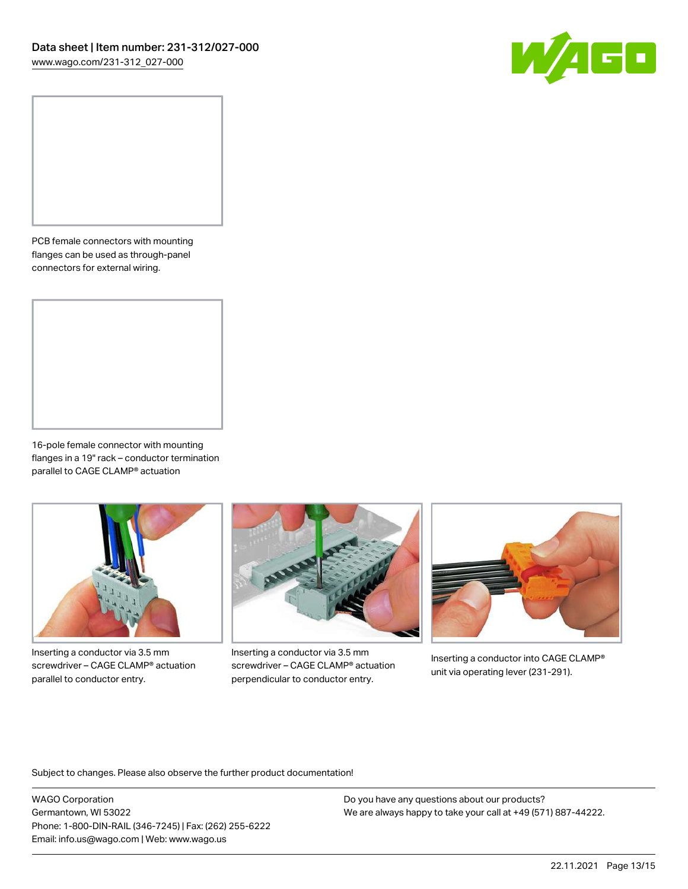PCB female connectors with mounting flanges can be used as through-panel connectors for external wiring.

16-pole female connector with mounting flanges in a 19" rack – conductor termination parallel to CAGE CLAMP® actuation

Inserting a conductor via 3.5 mm screwdriver – CAGE CLAMP® actuation parallel to conductor entry.

Inserting a conductor via 3.5 mm screwdriver – CAGE CLAMP® actuation perpendicular to conductor entry.

Inserting a conductor into CAGE CLAMP® unit via operating lever (231-291).

Subject to changes. Please also observe the further product documentation!

WAGO Corporation
Germantown, WI 53022
Phone: 1-800-DIN-RAIL (346-7245) | Fax: (262) 255-6222
Email: info.us@wago.com | Web: www.wago.us

Do you have any questions about our products?
We are always happy to take your call at +49 (571) 887-44222.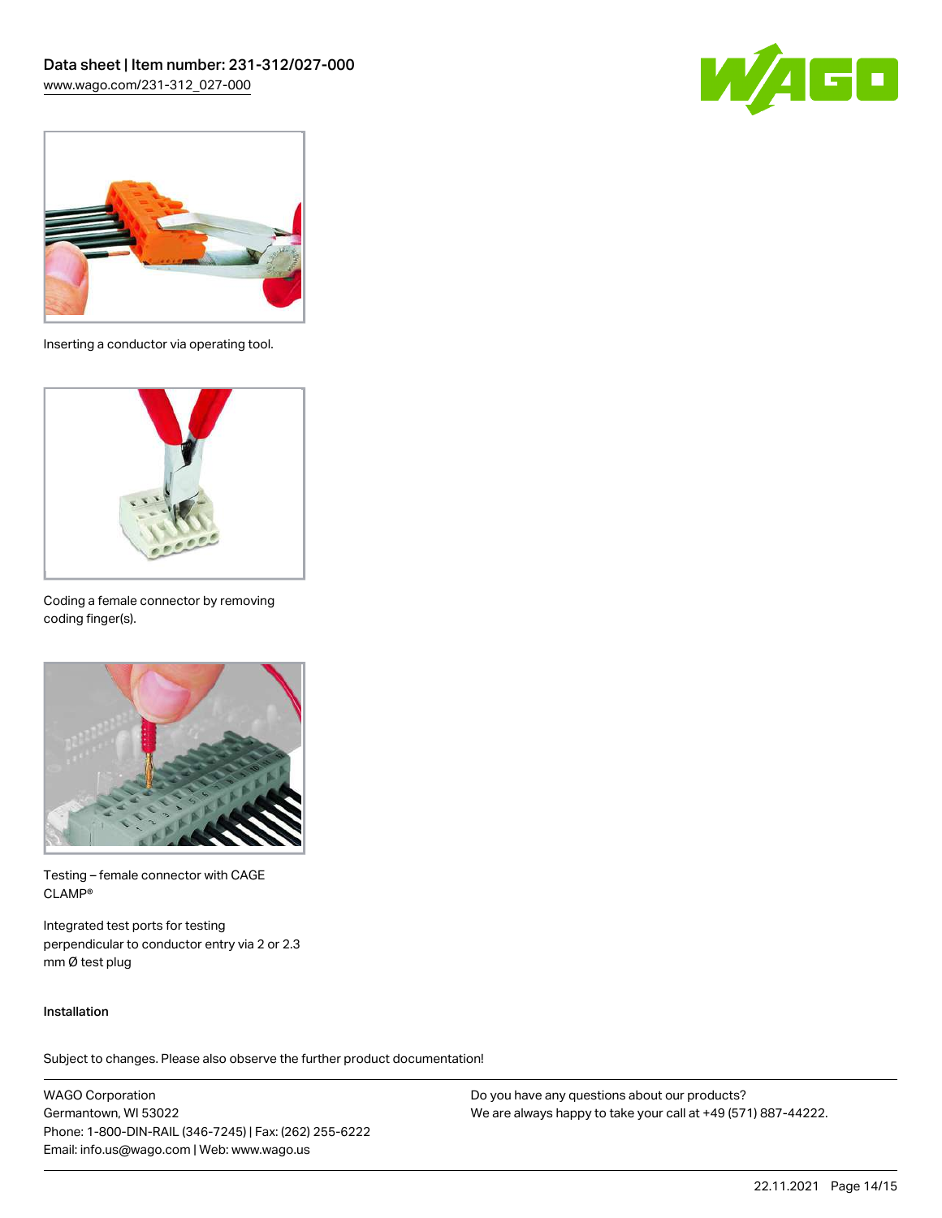Inserting a conductor via operating tool.

Coding a female connector by removing coding finger(s).

Testing – female connector with CAGE CLAMP®

Integrated test ports for testing perpendicular to conductor entry via 2 or 2.3 mm Ø test plug

Installation

Subject to changes. Please also observe the further product documentation!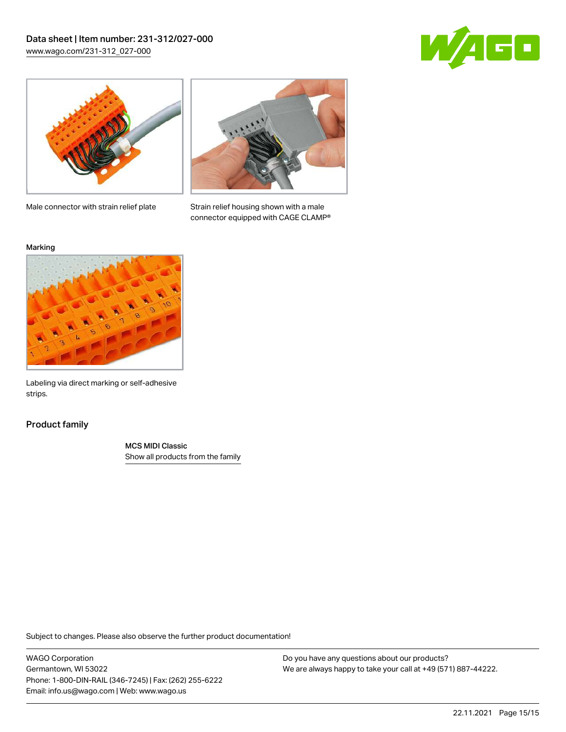Male connector with strain relief plate

Strain relief housing shown with a male connector equipped with CAGE CLAMP®

Marking

Labeling via direct marking or self-adhesive strips.

## Product family

MCS MIDI Classic
Show all products from the family

Subject to changes. Please also observe the further product documentation!

WAGO Corporation
Germantown, WI 53022
Phone: 1-800-DIN-RAIL (346-7245) | Fax: (262) 255-6222
Email: info.us@wago.com | Web: www.wago.us

Do you have any questions about our products?
We are always happy to take your call at +49 (571) 887-44222.